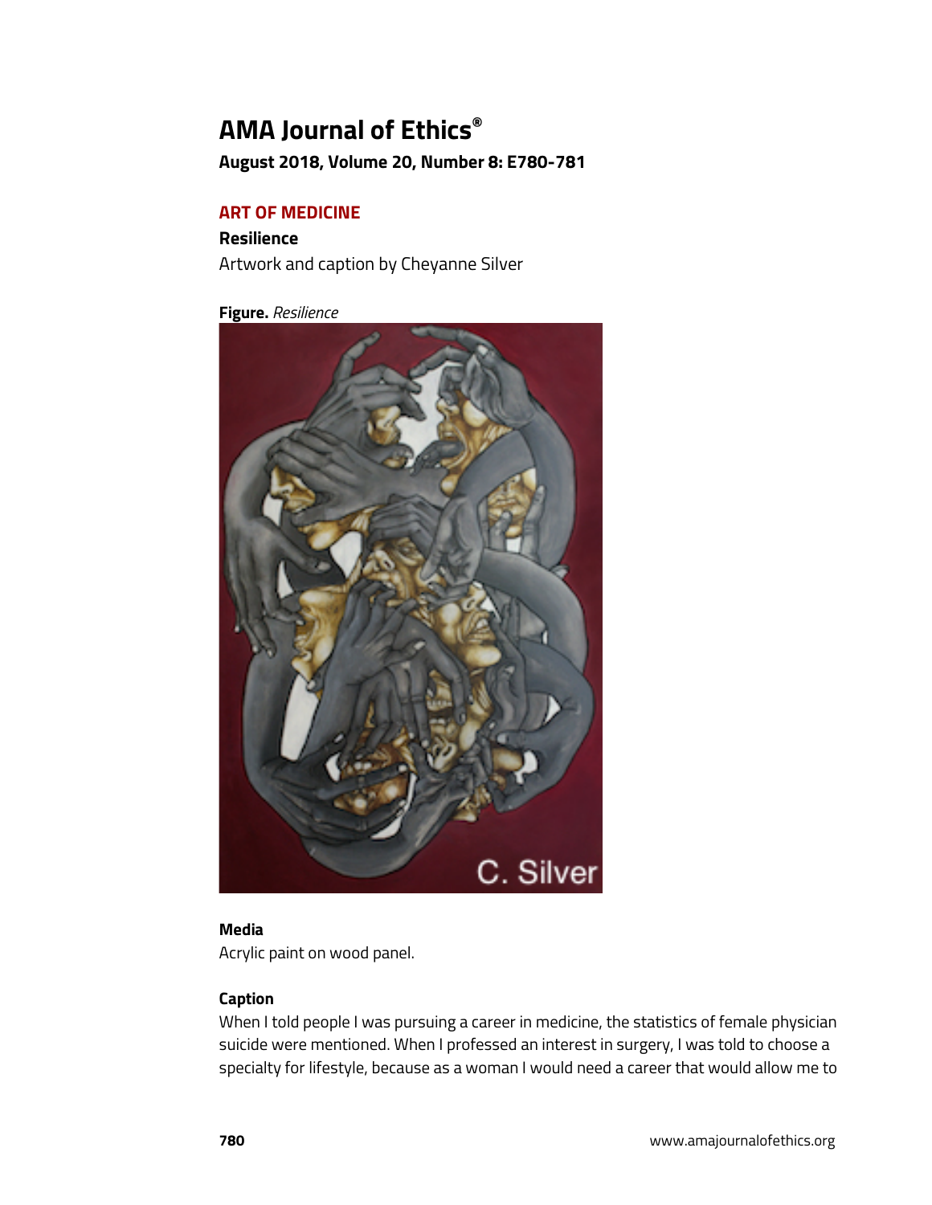# AMA Journal of Ethics®

**August 2018, Volume 20, Number 8: E780-781**

## ART OF MEDICINE

### Resilience

Artwork and caption by Cheyanne Silver

**Figure.** *Resilience*

### Media

Acrylic paint on wood panel.

### Caption

When I told people I was pursuing a career in medicine, the statistics of female physician suicide were mentioned. When I professed an interest in surgery, I was told to choose a specialty for lifestyle, because as a woman I would need a career that would allow me to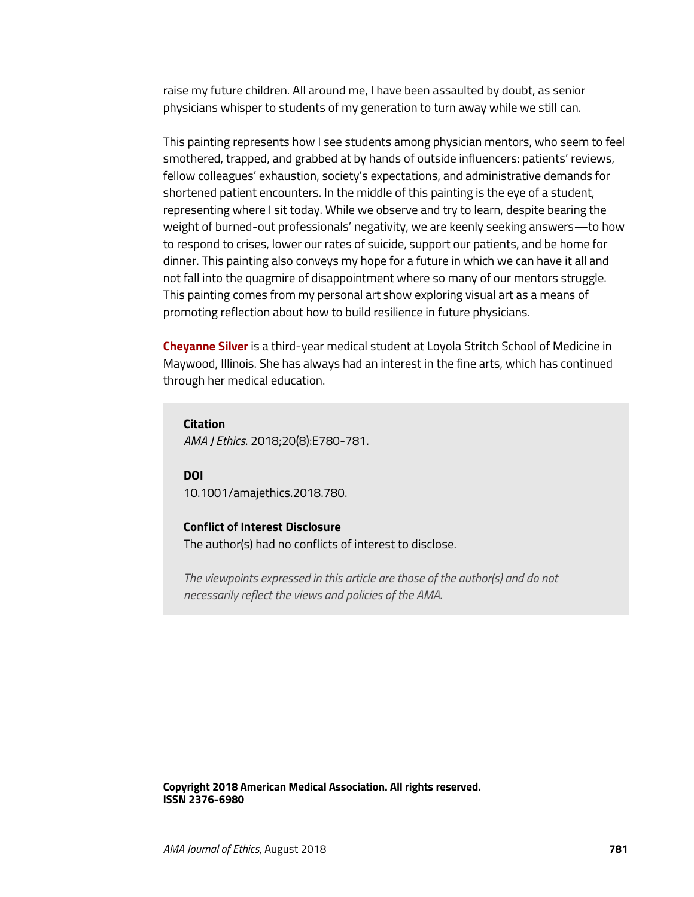raise my future children. All around me, I have been assaulted by doubt, as senior physicians whisper to students of my generation to turn away while we still can.

This painting represents how I see students among physician mentors, who seem to feel smothered, trapped, and grabbed at by hands of outside influencers: patients' reviews, fellow colleagues' exhaustion, society's expectations, and administrative demands for shortened patient encounters. In the middle of this painting is the eye of a student, representing where I sit today. While we observe and try to learn, despite bearing the weight of burned-out professionals' negativity, we are keenly seeking answers—to how to respond to crises, lower our rates of suicide, support our patients, and be home for dinner. This painting also conveys my hope for a future in which we can have it all and not fall into the quagmire of disappointment where so many of our mentors struggle. This painting comes from my personal art show exploring visual art as a means of promoting reflection about how to build resilience in future physicians.

**Cheyanne Silver** is a third-year medical student at Loyola Stritch School of Medicine in Maywood, Illinois. She has always had an interest in the fine arts, which has continued through her medical education.

**Citation**
*AMA J Ethics*. 2018;20(8):E780-781.

**DOI**
10.1001/amajethics.2018.780.

**Conflict of Interest Disclosure**
The author(s) had no conflicts of interest to disclose.

*The viewpoints expressed in this article are those of the author(s) and do not necessarily reflect the views and policies of the AMA.*

**Copyright 2018 American Medical Association. All rights reserved.**
**ISSN 2376-6980**